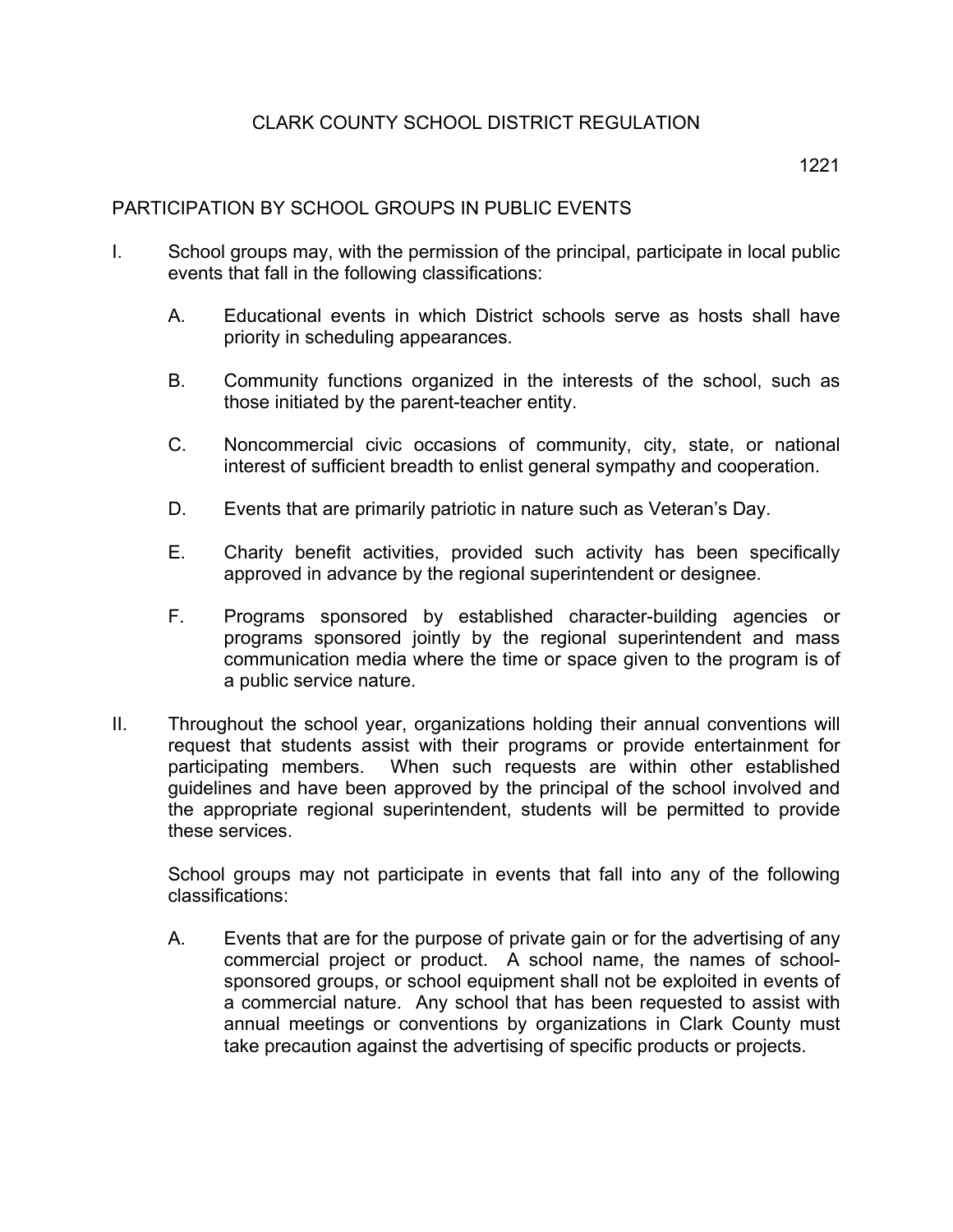# CLARK COUNTY SCHOOL DISTRICT REGULATION

1221

## PARTICIPATION BY SCHOOL GROUPS IN PUBLIC EVENTS

I. School groups may, with the permission of the principal, participate in local public events that fall in the following classifications:

   A. Educational events in which District schools serve as hosts shall have priority in scheduling appearances.

   B. Community functions organized in the interests of the school, such as those initiated by the parent-teacher entity.

   C. Noncommercial civic occasions of community, city, state, or national interest of sufficient breadth to enlist general sympathy and cooperation.

   D. Events that are primarily patriotic in nature such as Veteran's Day.

   E. Charity benefit activities, provided such activity has been specifically approved in advance by the regional superintendent or designee.

   F. Programs sponsored by established character-building agencies or programs sponsored jointly by the regional superintendent and mass communication media where the time or space given to the program is of a public service nature.

II. Throughout the school year, organizations holding their annual conventions will request that students assist with their programs or provide entertainment for participating members. When such requests are within other established guidelines and have been approved by the principal of the school involved and the appropriate regional superintendent, students will be permitted to provide these services.

   School groups may not participate in events that fall into any of the following classifications:

   A. Events that are for the purpose of private gain or for the advertising of any commercial project or product. A school name, the names of school-sponsored groups, or school equipment shall not be exploited in events of a commercial nature. Any school that has been requested to assist with annual meetings or conventions by organizations in Clark County must take precaution against the advertising of specific products or projects.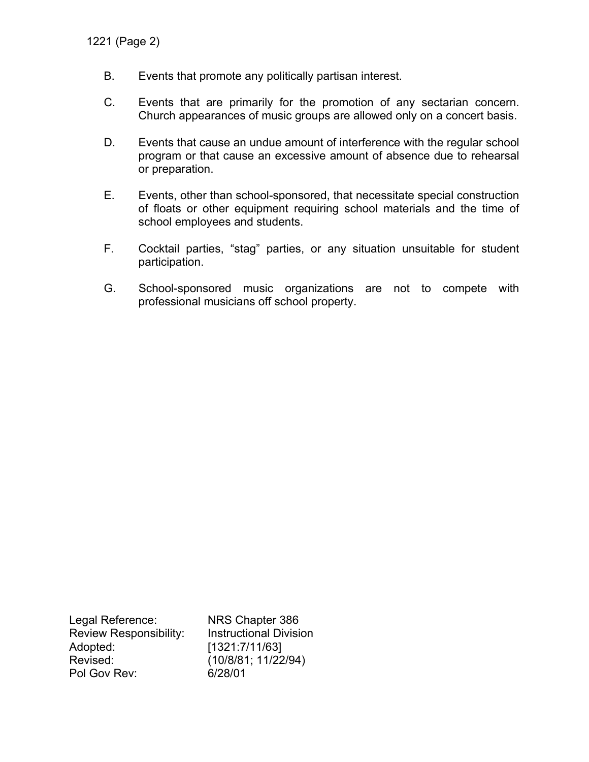B. Events that promote any politically partisan interest.

C. Events that are primarily for the promotion of any sectarian concern. Church appearances of music groups are allowed only on a concert basis.

D. Events that cause an undue amount of interference with the regular school program or that cause an excessive amount of absence due to rehearsal or preparation.

E. Events, other than school-sponsored, that necessitate special construction of floats or other equipment requiring school materials and the time of school employees and students.

F. Cocktail parties, "stag" parties, or any situation unsuitable for student participation.

G. School-sponsored music organizations are not to compete with professional musicians off school property.

| | |
|---|---|
| Legal Reference: | NRS Chapter 386 |
| Review Responsibility: | Instructional Division |
| Adopted: | [1321:7/11/63] |
| Revised: | (10/8/81; 11/22/94) |
| Pol Gov Rev: | 6/28/01 |